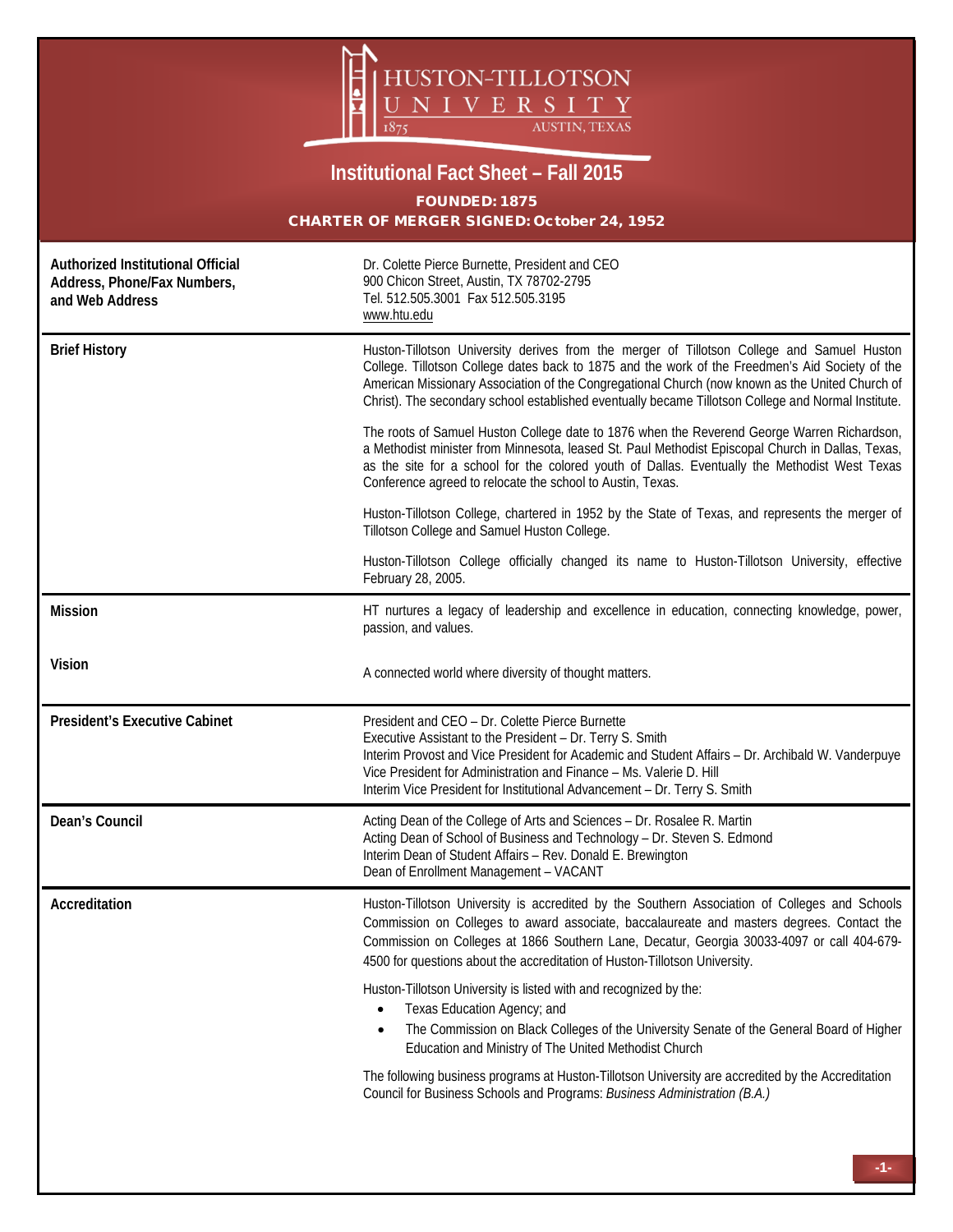# HUSTON-TILLOTSON UNIVERSITY

1875 AUSTIN, TEXAS

## Institutional Fact Sheet – Fall 2015

**FOUNDED: 1875**

**CHARTER OF MERGER SIGNED: October 24, 1952**

| | |
|---|---|
| **Authorized Institutional Official Address, Phone/Fax Numbers, and Web Address** | Dr. Colette Pierce Burnette, President and CEO<br>900 Chicon Street, Austin, TX 78702-2795<br>Tel. 512.505.3001 Fax 512.505.3195<br>www.htu.edu |
| **Brief History** | Huston-Tillotson University derives from the merger of Tillotson College and Samuel Huston College. Tillotson College dates back to 1875 and the work of the Freedmen's Aid Society of the American Missionary Association of the Congregational Church (now known as the United Church of Christ). The secondary school established eventually became Tillotson College and Normal Institute.<br><br>The roots of Samuel Huston College date to 1876 when the Reverend George Warren Richardson, a Methodist minister from Minnesota, leased St. Paul Methodist Episcopal Church in Dallas, Texas, as the site for a school for the colored youth of Dallas. Eventually the Methodist West Texas Conference agreed to relocate the school to Austin, Texas.<br><br>Huston-Tillotson College, chartered in 1952 by the State of Texas, and represents the merger of Tillotson College and Samuel Huston College.<br><br>Huston-Tillotson College officially changed its name to Huston-Tillotson University, effective February 28, 2005. |
| **Mission** | HT nurtures a legacy of leadership and excellence in education, connecting knowledge, power, passion, and values. |
| **Vision** | A connected world where diversity of thought matters. |
| **President's Executive Cabinet** | President and CEO – Dr. Colette Pierce Burnette<br>Executive Assistant to the President – Dr. Terry S. Smith<br>Interim Provost and Vice President for Academic and Student Affairs – Dr. Archibald W. Vanderpuye<br>Vice President for Administration and Finance – Ms. Valerie D. Hill<br>Interim Vice President for Institutional Advancement – Dr. Terry S. Smith |
| **Dean's Council** | Acting Dean of the College of Arts and Sciences – Dr. Rosalee R. Martin<br>Acting Dean of School of Business and Technology – Dr. Steven S. Edmond<br>Interim Dean of Student Affairs – Rev. Donald E. Brewington<br>Dean of Enrollment Management – VACANT |
| **Accreditation** | Huston-Tillotson University is accredited by the Southern Association of Colleges and Schools Commission on Colleges to award associate, baccalaureate and masters degrees. Contact the Commission on Colleges at 1866 Southern Lane, Decatur, Georgia 30033-4097 or call 404-679-4500 for questions about the accreditation of Huston-Tillotson University.<br><br>Huston-Tillotson University is listed with and recognized by the:<br>• Texas Education Agency; and<br>• The Commission on Black Colleges of the University Senate of the General Board of Higher Education and Ministry of The United Methodist Church<br><br>The following business programs at Huston-Tillotson University are accredited by the Accreditation Council for Business Schools and Programs: *Business Administration (B.A.)* |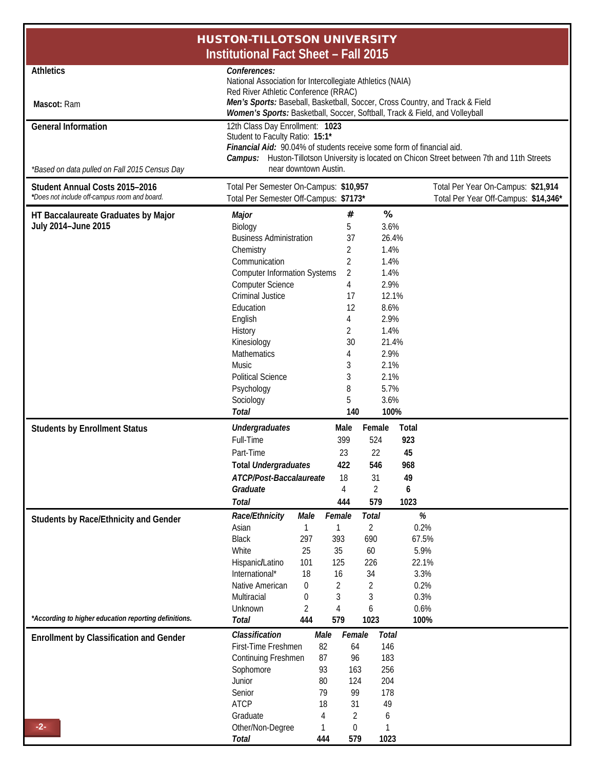# HUSTON-TILLOTSON UNIVERSITY

## Institutional Fact Sheet – Fall 2015

### Athletics

**Mascot:** Ram

***Conferences:***
National Association for Intercollegiate Athletics (NAIA)
Red River Athletic Conference (RRAC)

***Men's Sports:*** Baseball, Basketball, Soccer, Cross Country, and Track & Field
***Women's Sports:*** Basketball, Soccer, Softball, Track & Field, and Volleyball

### General Information

*Based on data pulled on Fall 2015 Census Day

12th Class Day Enrollment: **1023**
Student to Faculty Ratio: **15:1***
***Financial Aid:*** 90.04% of students receive some form of financial aid.
***Campus:*** Huston-Tillotson University is located on Chicon Street between 7th and 11th Streets near downtown Austin.

### Student Annual Costs 2015–2016

**\*Does not include off-campus room and board.**

Total Per Semester On-Campus: **$10,957**
Total Per Semester Off-Campus: **$7173***
Total Per Year On-Campus: **$21,914**
Total Per Year Off-Campus: **$14,346***

### HT Baccalaureate Graduates by Major July 2014–June 2015

| *Major* | # | % |
|---|---|---|
| Biology | 5 | 3.6% |
| Business Administration | 37 | 26.4% |
| Chemistry | 2 | 1.4% |
| Communication | 2 | 1.4% |
| Computer Information Systems | 2 | 1.4% |
| Computer Science | 4 | 2.9% |
| Criminal Justice | 17 | 12.1% |
| Education | 12 | 8.6% |
| English | 4 | 2.9% |
| History | 2 | 1.4% |
| Kinesiology | 30 | 21.4% |
| Mathematics | 4 | 2.9% |
| Music | 3 | 2.1% |
| Political Science | 3 | 2.1% |
| Psychology | 8 | 5.7% |
| Sociology | 5 | 3.6% |
| ***Total*** | **140** | **100%** |

### Students by Enrollment Status

| *Undergraduates* | Male | Female | Total |
|---|---|---|---|
| Full-Time | 399 | 524 | **923** |
| Part-Time | 23 | 22 | **45** |
| **Total *Undergraduates*** | **422** | **546** | **968** |
| ***ATCP/Post-Baccalaureate*** | 18 | 31 | **49** |
| ***Graduate*** | 4 | 2 | **6** |
| ***Total*** | **444** | **579** | **1023** |

### Students by Race/Ethnicity and Gender

| *Race/Ethnicity* | *Male* | *Female* | *Total* | *%* |
|---|---|---|---|---|
| Asian | 1 | 1 | 2 | 0.2% |
| Black | 297 | 393 | 690 | 67.5% |
| White | 25 | 35 | 60 | 5.9% |
| Hispanic/Latino | 101 | 125 | 226 | 22.1% |
| International* | 18 | 16 | 34 | 3.3% |
| Native American | 0 | 2 | 2 | 0.2% |
| Multiracial | 0 | 3 | 3 | 0.3% |
| Unknown | 2 | 4 | 6 | 0.6% |
| ***Total*** | **444** | **579** | **1023** | **100%** |

***\*According to higher education reporting definitions.***

### Enrollment by Classification and Gender

| *Classification* | *Male* | *Female* | *Total* |
|---|---|---|---|
| First-Time Freshmen | 82 | 64 | 146 |
| Continuing Freshmen | 87 | 96 | 183 |
| Sophomore | 93 | 163 | 256 |
| Junior | 80 | 124 | 204 |
| Senior | 79 | 99 | 178 |
| ATCP | 18 | 31 | 49 |
| Graduate | 4 | 2 | 6 |
| Other/Non-Degree | 1 | 0 | 1 |
| ***Total*** | **444** | **579** | **1023** |